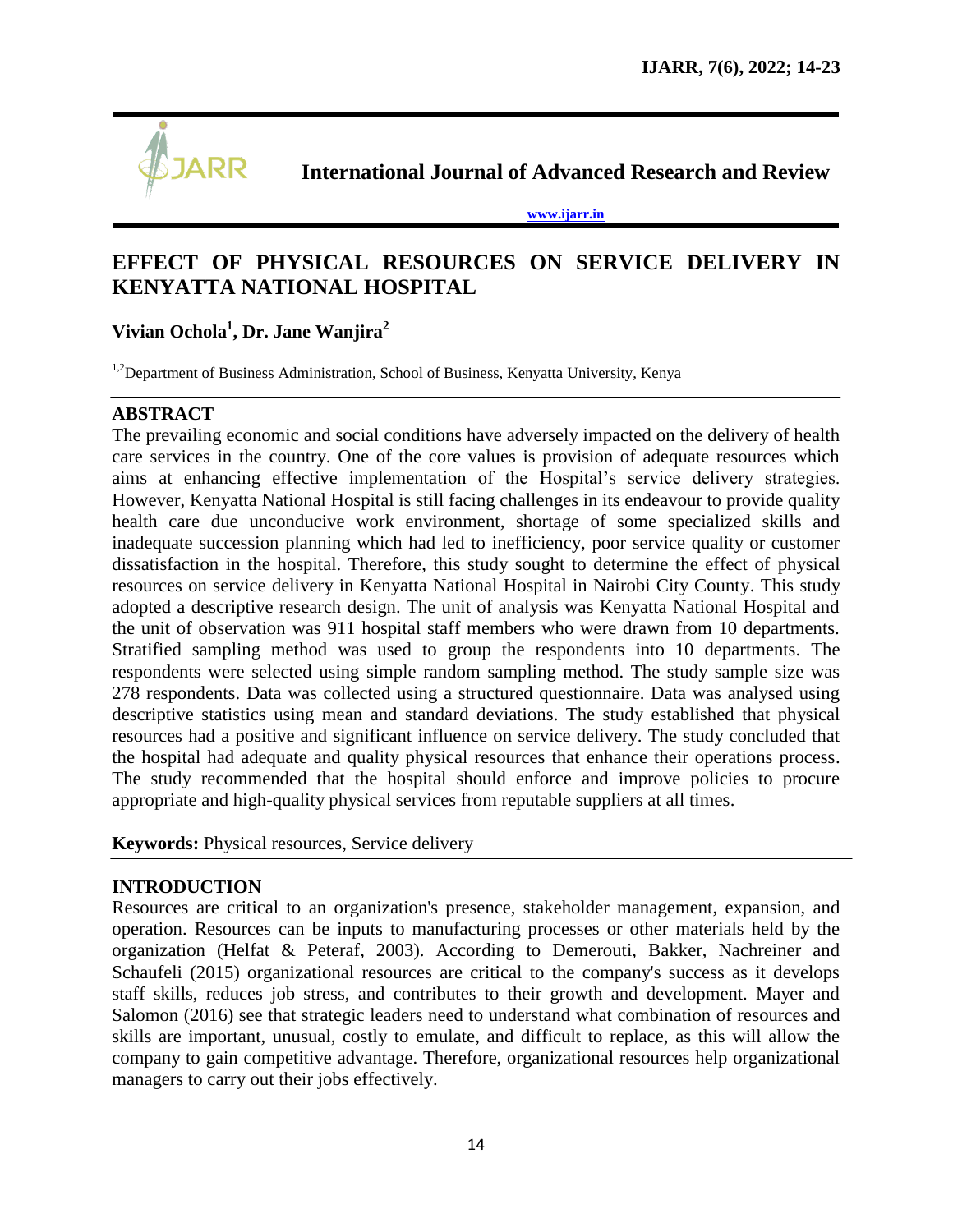# International Journal of Advanced Research and Review

www.ijarr.in

## EFFECT OF PHYSICAL RESOURCES ON SERVICE DELIVERY IN KENYATTA NATIONAL HOSPITAL

**Vivian Ochola[1], Dr. Jane Wanjira[2]**

[1,2]Department of Business Administration, School of Business, Kenyatta University, Kenya

## ABSTRACT

The prevailing economic and social conditions have adversely impacted on the delivery of health care services in the country. One of the core values is provision of adequate resources which aims at enhancing effective implementation of the Hospital's service delivery strategies. However, Kenyatta National Hospital is still facing challenges in its endeavour to provide quality health care due unconducive work environment, shortage of some specialized skills and inadequate succession planning which had led to inefficiency, poor service quality or customer dissatisfaction in the hospital. Therefore, this study sought to determine the effect of physical resources on service delivery in Kenyatta National Hospital in Nairobi City County. This study adopted a descriptive research design. The unit of analysis was Kenyatta National Hospital and the unit of observation was 911 hospital staff members who were drawn from 10 departments. Stratified sampling method was used to group the respondents into 10 departments. The respondents were selected using simple random sampling method. The study sample size was 278 respondents. Data was collected using a structured questionnaire. Data was analysed using descriptive statistics using mean and standard deviations. The study established that physical resources had a positive and significant influence on service delivery. The study concluded that the hospital had adequate and quality physical resources that enhance their operations process. The study recommended that the hospital should enforce and improve policies to procure appropriate and high-quality physical services from reputable suppliers at all times.

**Keywords:** Physical resources, Service delivery

## INTRODUCTION

Resources are critical to an organization's presence, stakeholder management, expansion, and operation. Resources can be inputs to manufacturing processes or other materials held by the organization (Helfat & Peteraf, 2003). According to Demerouti, Bakker, Nachreiner and Schaufeli (2015) organizational resources are critical to the company's success as it develops staff skills, reduces job stress, and contributes to their growth and development. Mayer and Salomon (2016) see that strategic leaders need to understand what combination of resources and skills are important, unusual, costly to emulate, and difficult to replace, as this will allow the company to gain competitive advantage. Therefore, organizational resources help organizational managers to carry out their jobs effectively.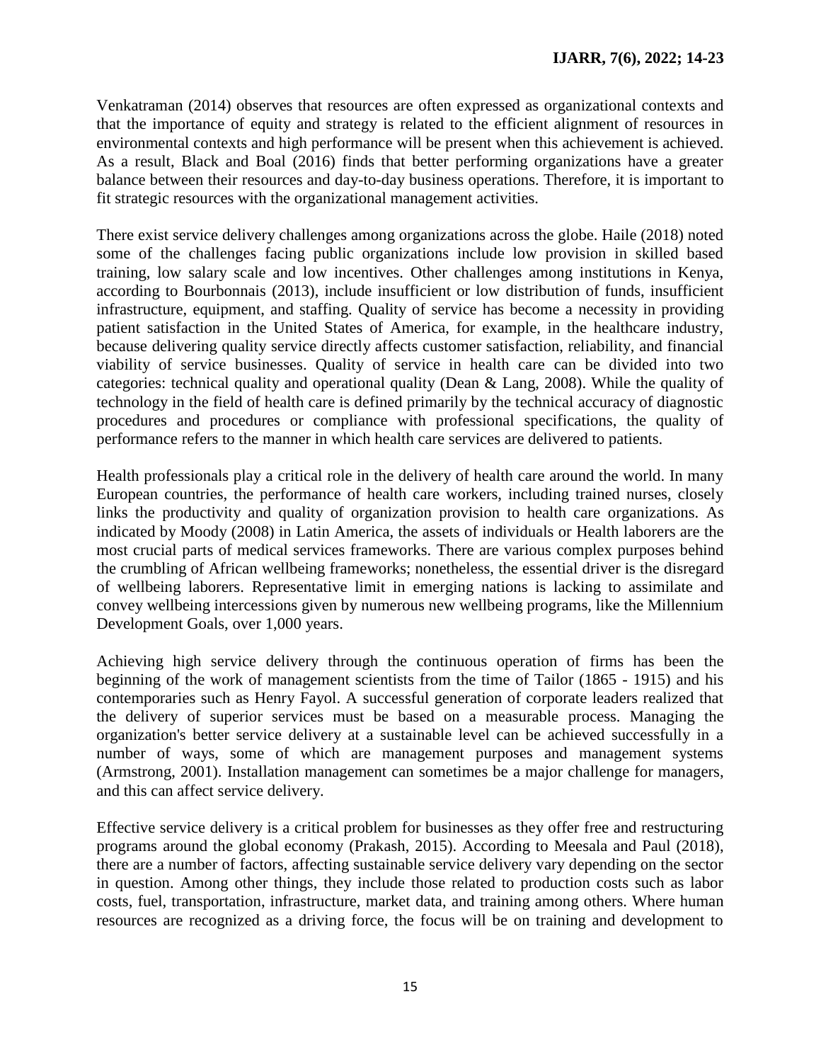Venkatraman (2014) observes that resources are often expressed as organizational contexts and that the importance of equity and strategy is related to the efficient alignment of resources in environmental contexts and high performance will be present when this achievement is achieved. As a result, Black and Boal (2016) finds that better performing organizations have a greater balance between their resources and day-to-day business operations. Therefore, it is important to fit strategic resources with the organizational management activities.

There exist service delivery challenges among organizations across the globe. Haile (2018) noted some of the challenges facing public organizations include low provision in skilled based training, low salary scale and low incentives. Other challenges among institutions in Kenya, according to Bourbonnais (2013), include insufficient or low distribution of funds, insufficient infrastructure, equipment, and staffing. Quality of service has become a necessity in providing patient satisfaction in the United States of America, for example, in the healthcare industry, because delivering quality service directly affects customer satisfaction, reliability, and financial viability of service businesses. Quality of service in health care can be divided into two categories: technical quality and operational quality (Dean & Lang, 2008). While the quality of technology in the field of health care is defined primarily by the technical accuracy of diagnostic procedures and procedures or compliance with professional specifications, the quality of performance refers to the manner in which health care services are delivered to patients.

Health professionals play a critical role in the delivery of health care around the world. In many European countries, the performance of health care workers, including trained nurses, closely links the productivity and quality of organization provision to health care organizations. As indicated by Moody (2008) in Latin America, the assets of individuals or Health laborers are the most crucial parts of medical services frameworks. There are various complex purposes behind the crumbling of African wellbeing frameworks; nonetheless, the essential driver is the disregard of wellbeing laborers. Representative limit in emerging nations is lacking to assimilate and convey wellbeing intercessions given by numerous new wellbeing programs, like the Millennium Development Goals, over 1,000 years.

Achieving high service delivery through the continuous operation of firms has been the beginning of the work of management scientists from the time of Tailor (1865 - 1915) and his contemporaries such as Henry Fayol. A successful generation of corporate leaders realized that the delivery of superior services must be based on a measurable process. Managing the organization's better service delivery at a sustainable level can be achieved successfully in a number of ways, some of which are management purposes and management systems (Armstrong, 2001). Installation management can sometimes be a major challenge for managers, and this can affect service delivery.

Effective service delivery is a critical problem for businesses as they offer free and restructuring programs around the global economy (Prakash, 2015). According to Meesala and Paul (2018), there are a number of factors, affecting sustainable service delivery vary depending on the sector in question. Among other things, they include those related to production costs such as labor costs, fuel, transportation, infrastructure, market data, and training among others. Where human resources are recognized as a driving force, the focus will be on training and development to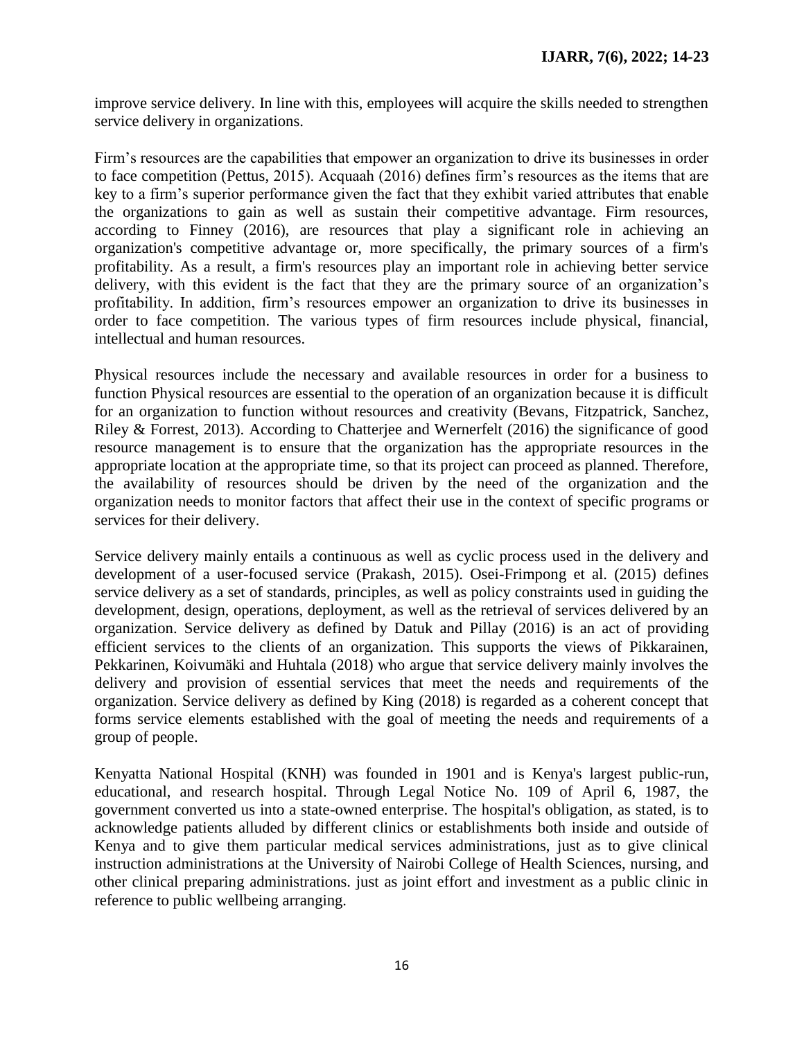improve service delivery. In line with this, employees will acquire the skills needed to strengthen service delivery in organizations.

Firm's resources are the capabilities that empower an organization to drive its businesses in order to face competition (Pettus, 2015). Acquaah (2016) defines firm's resources as the items that are key to a firm's superior performance given the fact that they exhibit varied attributes that enable the organizations to gain as well as sustain their competitive advantage. Firm resources, according to Finney (2016), are resources that play a significant role in achieving an organization's competitive advantage or, more specifically, the primary sources of a firm's profitability. As a result, a firm's resources play an important role in achieving better service delivery, with this evident is the fact that they are the primary source of an organization's profitability. In addition, firm's resources empower an organization to drive its businesses in order to face competition. The various types of firm resources include physical, financial, intellectual and human resources.

Physical resources include the necessary and available resources in order for a business to function Physical resources are essential to the operation of an organization because it is difficult for an organization to function without resources and creativity (Bevans, Fitzpatrick, Sanchez, Riley & Forrest, 2013). According to Chatterjee and Wernerfelt (2016) the significance of good resource management is to ensure that the organization has the appropriate resources in the appropriate location at the appropriate time, so that its project can proceed as planned. Therefore, the availability of resources should be driven by the need of the organization and the organization needs to monitor factors that affect their use in the context of specific programs or services for their delivery.

Service delivery mainly entails a continuous as well as cyclic process used in the delivery and development of a user-focused service (Prakash, 2015). Osei-Frimpong et al. (2015) defines service delivery as a set of standards, principles, as well as policy constraints used in guiding the development, design, operations, deployment, as well as the retrieval of services delivered by an organization. Service delivery as defined by Datuk and Pillay (2016) is an act of providing efficient services to the clients of an organization. This supports the views of Pikkarainen, Pekkarinen, Koivumäki and Huhtala (2018) who argue that service delivery mainly involves the delivery and provision of essential services that meet the needs and requirements of the organization. Service delivery as defined by King (2018) is regarded as a coherent concept that forms service elements established with the goal of meeting the needs and requirements of a group of people.

Kenyatta National Hospital (KNH) was founded in 1901 and is Kenya's largest public-run, educational, and research hospital. Through Legal Notice No. 109 of April 6, 1987, the government converted us into a state-owned enterprise. The hospital's obligation, as stated, is to acknowledge patients alluded by different clinics or establishments both inside and outside of Kenya and to give them particular medical services administrations, just as to give clinical instruction administrations at the University of Nairobi College of Health Sciences, nursing, and other clinical preparing administrations. just as joint effort and investment as a public clinic in reference to public wellbeing arranging.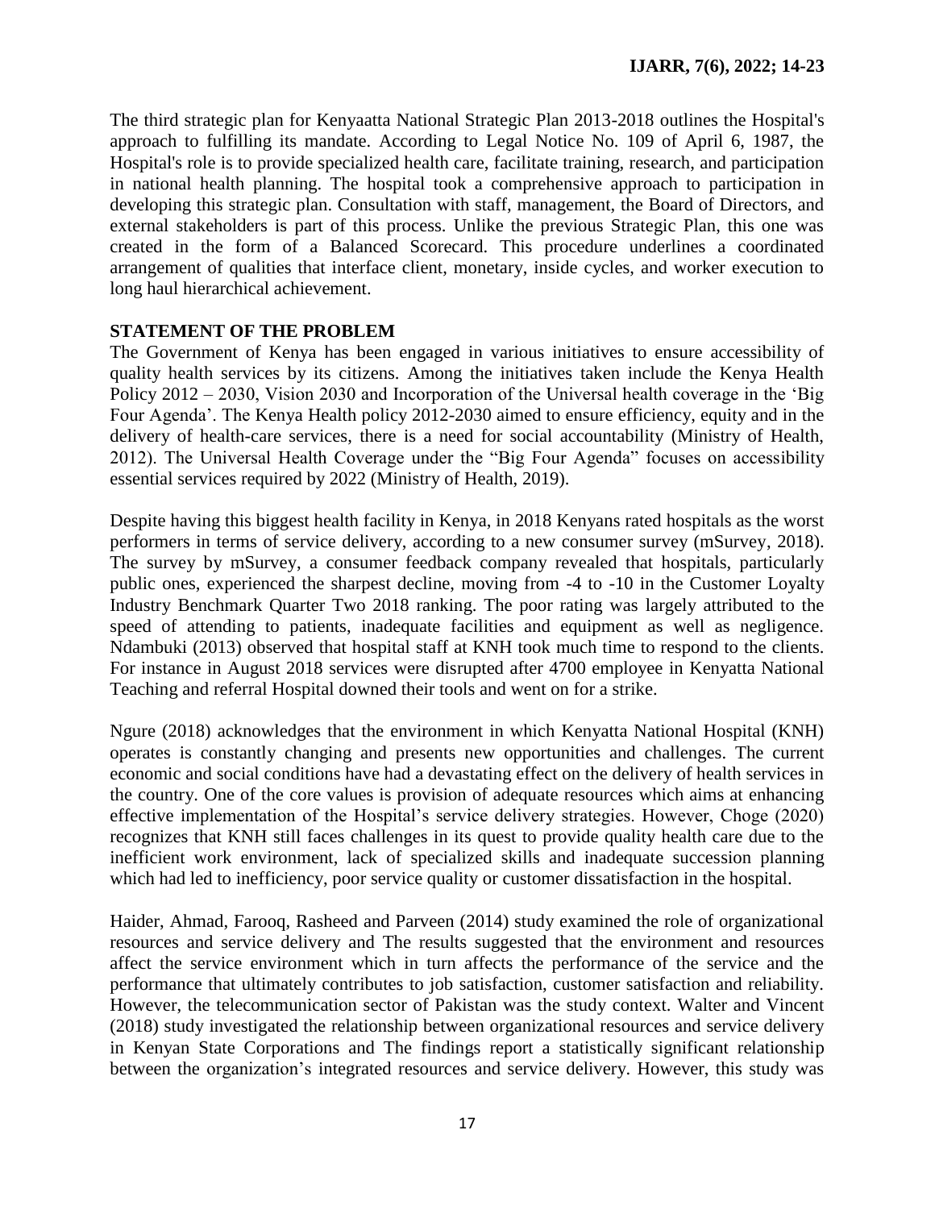The third strategic plan for Kenyaatta National Strategic Plan 2013-2018 outlines the Hospital's approach to fulfilling its mandate. According to Legal Notice No. 109 of April 6, 1987, the Hospital's role is to provide specialized health care, facilitate training, research, and participation in national health planning. The hospital took a comprehensive approach to participation in developing this strategic plan. Consultation with staff, management, the Board of Directors, and external stakeholders is part of this process. Unlike the previous Strategic Plan, this one was created in the form of a Balanced Scorecard. This procedure underlines a coordinated arrangement of qualities that interface client, monetary, inside cycles, and worker execution to long haul hierarchical achievement.

## STATEMENT OF THE PROBLEM

The Government of Kenya has been engaged in various initiatives to ensure accessibility of quality health services by its citizens. Among the initiatives taken include the Kenya Health Policy 2012 – 2030, Vision 2030 and Incorporation of the Universal health coverage in the 'Big Four Agenda'. The Kenya Health policy 2012-2030 aimed to ensure efficiency, equity and in the delivery of health-care services, there is a need for social accountability (Ministry of Health, 2012). The Universal Health Coverage under the "Big Four Agenda" focuses on accessibility essential services required by 2022 (Ministry of Health, 2019).

Despite having this biggest health facility in Kenya, in 2018 Kenyans rated hospitals as the worst performers in terms of service delivery, according to a new consumer survey (mSurvey, 2018). The survey by mSurvey, a consumer feedback company revealed that hospitals, particularly public ones, experienced the sharpest decline, moving from -4 to -10 in the Customer Loyalty Industry Benchmark Quarter Two 2018 ranking. The poor rating was largely attributed to the speed of attending to patients, inadequate facilities and equipment as well as negligence. Ndambuki (2013) observed that hospital staff at KNH took much time to respond to the clients. For instance in August 2018 services were disrupted after 4700 employee in Kenyatta National Teaching and referral Hospital downed their tools and went on for a strike.

Ngure (2018) acknowledges that the environment in which Kenyatta National Hospital (KNH) operates is constantly changing and presents new opportunities and challenges. The current economic and social conditions have had a devastating effect on the delivery of health services in the country. One of the core values is provision of adequate resources which aims at enhancing effective implementation of the Hospital's service delivery strategies. However, Choge (2020) recognizes that KNH still faces challenges in its quest to provide quality health care due to the inefficient work environment, lack of specialized skills and inadequate succession planning which had led to inefficiency, poor service quality or customer dissatisfaction in the hospital.

Haider, Ahmad, Farooq, Rasheed and Parveen (2014) study examined the role of organizational resources and service delivery and The results suggested that the environment and resources affect the service environment which in turn affects the performance of the service and the performance that ultimately contributes to job satisfaction, customer satisfaction and reliability. However, the telecommunication sector of Pakistan was the study context. Walter and Vincent (2018) study investigated the relationship between organizational resources and service delivery in Kenyan State Corporations and The findings report a statistically significant relationship between the organization's integrated resources and service delivery. However, this study was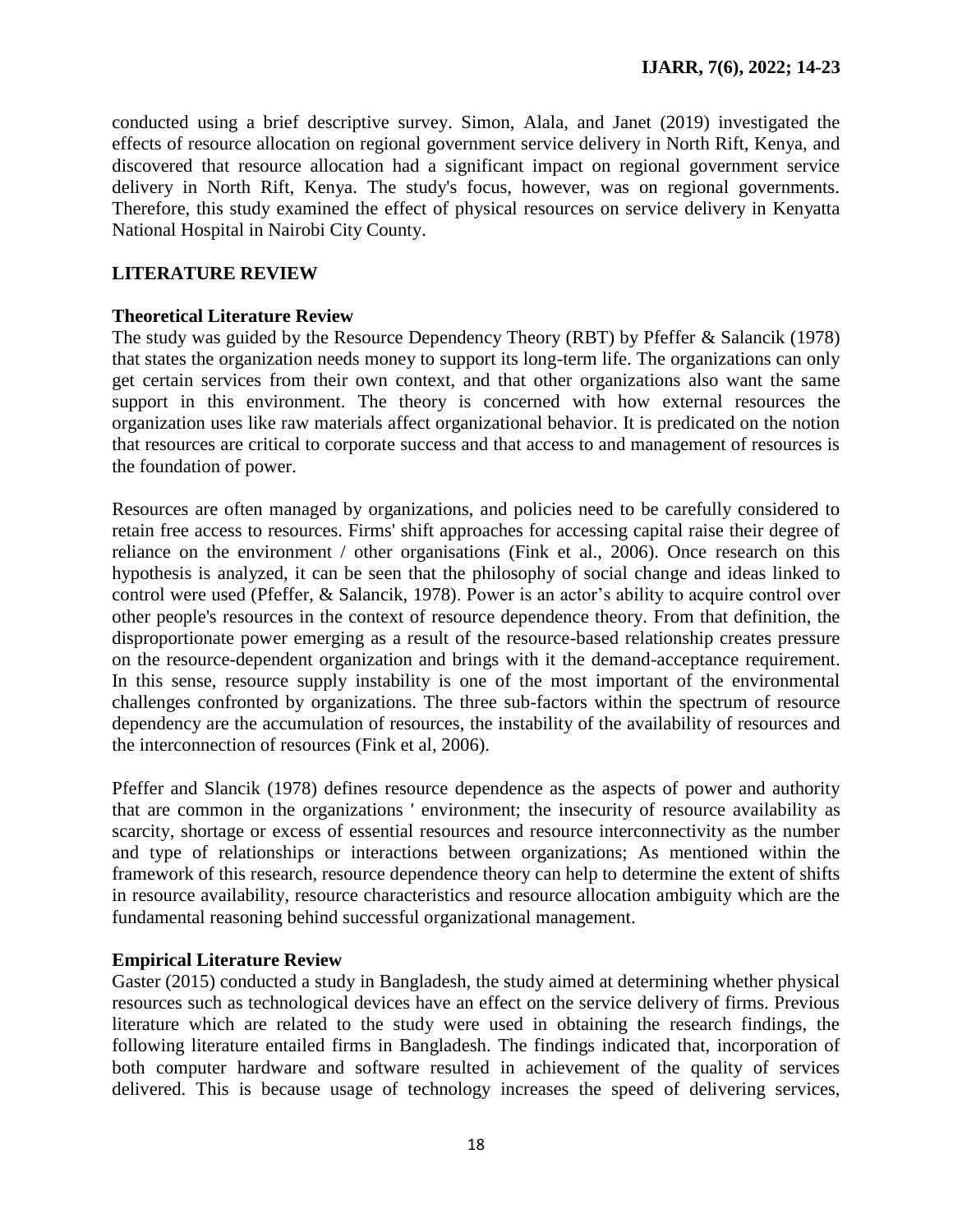conducted using a brief descriptive survey. Simon, Alala, and Janet (2019) investigated the effects of resource allocation on regional government service delivery in North Rift, Kenya, and discovered that resource allocation had a significant impact on regional government service delivery in North Rift, Kenya. The study's focus, however, was on regional governments. Therefore, this study examined the effect of physical resources on service delivery in Kenyatta National Hospital in Nairobi City County.

## LITERATURE REVIEW

### Theoretical Literature Review

The study was guided by the Resource Dependency Theory (RBT) by Pfeffer & Salancik (1978) that states the organization needs money to support its long-term life. The organizations can only get certain services from their own context, and that other organizations also want the same support in this environment. The theory is concerned with how external resources the organization uses like raw materials affect organizational behavior. It is predicated on the notion that resources are critical to corporate success and that access to and management of resources is the foundation of power.

Resources are often managed by organizations, and policies need to be carefully considered to retain free access to resources. Firms' shift approaches for accessing capital raise their degree of reliance on the environment / other organisations (Fink et al., 2006). Once research on this hypothesis is analyzed, it can be seen that the philosophy of social change and ideas linked to control were used (Pfeffer, & Salancik, 1978). Power is an actor's ability to acquire control over other people's resources in the context of resource dependence theory. From that definition, the disproportionate power emerging as a result of the resource-based relationship creates pressure on the resource-dependent organization and brings with it the demand-acceptance requirement. In this sense, resource supply instability is one of the most important of the environmental challenges confronted by organizations. The three sub-factors within the spectrum of resource dependency are the accumulation of resources, the instability of the availability of resources and the interconnection of resources (Fink et al, 2006).

Pfeffer and Slancik (1978) defines resource dependence as the aspects of power and authority that are common in the organizations ' environment; the insecurity of resource availability as scarcity, shortage or excess of essential resources and resource interconnectivity as the number and type of relationships or interactions between organizations; As mentioned within the framework of this research, resource dependence theory can help to determine the extent of shifts in resource availability, resource characteristics and resource allocation ambiguity which are the fundamental reasoning behind successful organizational management.

### Empirical Literature Review

Gaster (2015) conducted a study in Bangladesh, the study aimed at determining whether physical resources such as technological devices have an effect on the service delivery of firms. Previous literature which are related to the study were used in obtaining the research findings, the following literature entailed firms in Bangladesh. The findings indicated that, incorporation of both computer hardware and software resulted in achievement of the quality of services delivered. This is because usage of technology increases the speed of delivering services,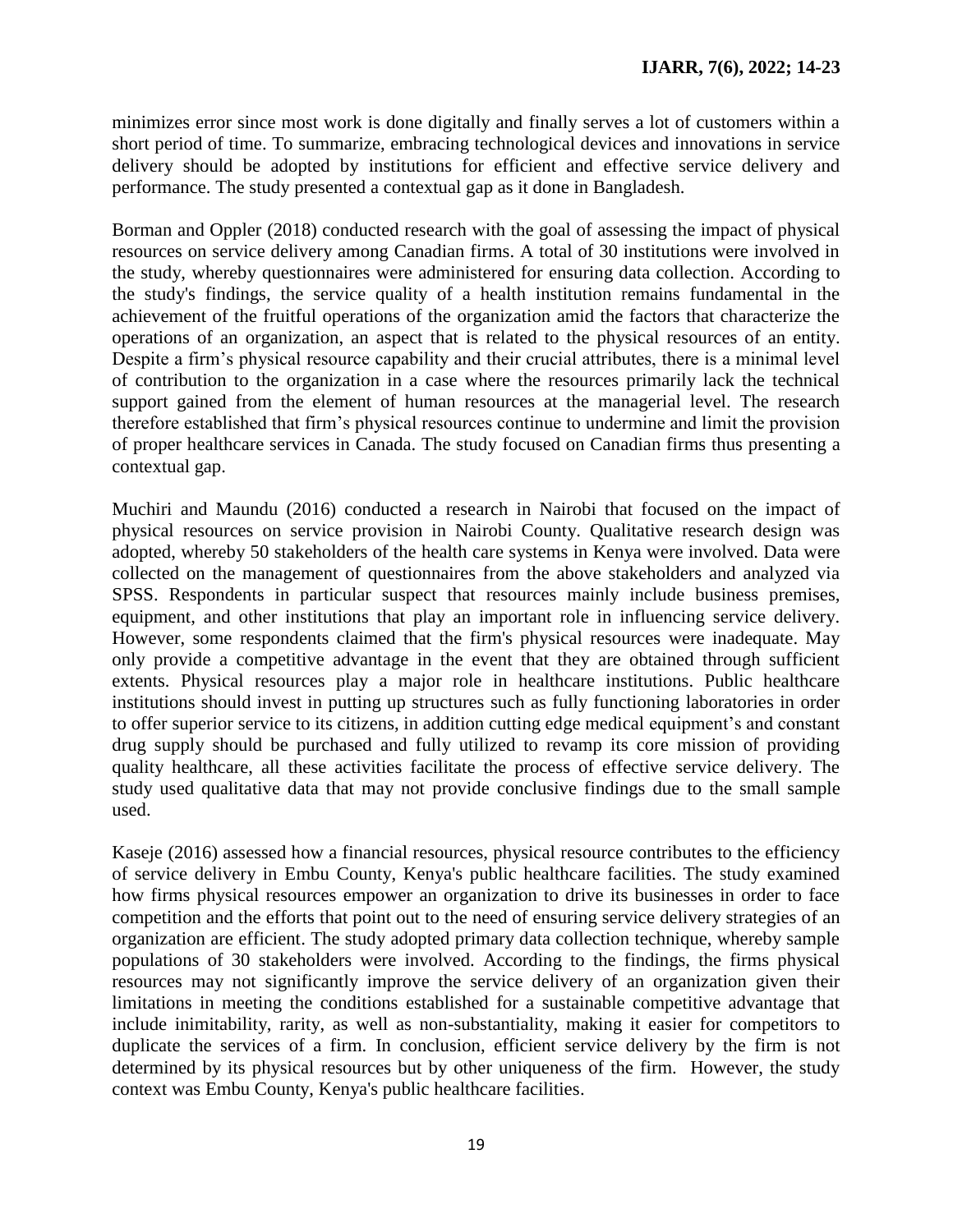minimizes error since most work is done digitally and finally serves a lot of customers within a short period of time. To summarize, embracing technological devices and innovations in service delivery should be adopted by institutions for efficient and effective service delivery and performance. The study presented a contextual gap as it done in Bangladesh.

Borman and Oppler (2018) conducted research with the goal of assessing the impact of physical resources on service delivery among Canadian firms. A total of 30 institutions were involved in the study, whereby questionnaires were administered for ensuring data collection. According to the study's findings, the service quality of a health institution remains fundamental in the achievement of the fruitful operations of the organization amid the factors that characterize the operations of an organization, an aspect that is related to the physical resources of an entity. Despite a firm's physical resource capability and their crucial attributes, there is a minimal level of contribution to the organization in a case where the resources primarily lack the technical support gained from the element of human resources at the managerial level. The research therefore established that firm's physical resources continue to undermine and limit the provision of proper healthcare services in Canada. The study focused on Canadian firms thus presenting a contextual gap.

Muchiri and Maundu (2016) conducted a research in Nairobi that focused on the impact of physical resources on service provision in Nairobi County. Qualitative research design was adopted, whereby 50 stakeholders of the health care systems in Kenya were involved. Data were collected on the management of questionnaires from the above stakeholders and analyzed via SPSS. Respondents in particular suspect that resources mainly include business premises, equipment, and other institutions that play an important role in influencing service delivery. However, some respondents claimed that the firm's physical resources were inadequate. May only provide a competitive advantage in the event that they are obtained through sufficient extents. Physical resources play a major role in healthcare institutions. Public healthcare institutions should invest in putting up structures such as fully functioning laboratories in order to offer superior service to its citizens, in addition cutting edge medical equipment's and constant drug supply should be purchased and fully utilized to revamp its core mission of providing quality healthcare, all these activities facilitate the process of effective service delivery. The study used qualitative data that may not provide conclusive findings due to the small sample used.

Kaseje (2016) assessed how a financial resources, physical resource contributes to the efficiency of service delivery in Embu County, Kenya's public healthcare facilities. The study examined how firms physical resources empower an organization to drive its businesses in order to face competition and the efforts that point out to the need of ensuring service delivery strategies of an organization are efficient. The study adopted primary data collection technique, whereby sample populations of 30 stakeholders were involved. According to the findings, the firms physical resources may not significantly improve the service delivery of an organization given their limitations in meeting the conditions established for a sustainable competitive advantage that include inimitability, rarity, as well as non-substantiality, making it easier for competitors to duplicate the services of a firm. In conclusion, efficient service delivery by the firm is not determined by its physical resources but by other uniqueness of the firm. However, the study context was Embu County, Kenya's public healthcare facilities.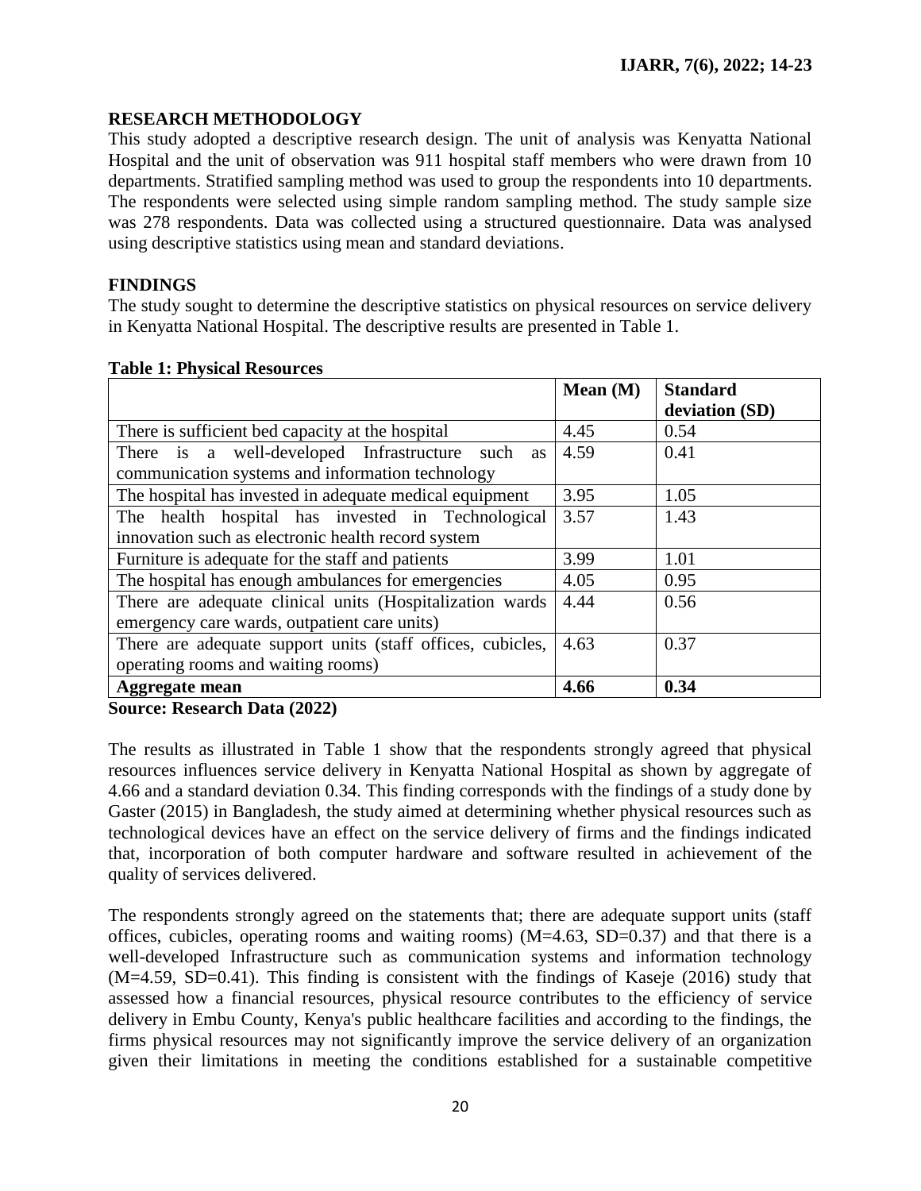## RESEARCH METHODOLOGY

This study adopted a descriptive research design. The unit of analysis was Kenyatta National Hospital and the unit of observation was 911 hospital staff members who were drawn from 10 departments. Stratified sampling method was used to group the respondents into 10 departments. The respondents were selected using simple random sampling method. The study sample size was 278 respondents. Data was collected using a structured questionnaire. Data was analysed using descriptive statistics using mean and standard deviations.

## FINDINGS

The study sought to determine the descriptive statistics on physical resources on service delivery in Kenyatta National Hospital. The descriptive results are presented in Table 1.

**Table 1: Physical Resources**

| | **Mean (M)** | **Standard deviation (SD)** |
|---|---|---|
| There is sufficient bed capacity at the hospital | 4.45 | 0.54 |
| There is a well-developed Infrastructure such as communication systems and information technology | 4.59 | 0.41 |
| The hospital has invested in adequate medical equipment | 3.95 | 1.05 |
| The health hospital has invested in Technological innovation such as electronic health record system | 3.57 | 1.43 |
| Furniture is adequate for the staff and patients | 3.99 | 1.01 |
| The hospital has enough ambulances for emergencies | 4.05 | 0.95 |
| There are adequate clinical units (Hospitalization wards emergency care wards, outpatient care units) | 4.44 | 0.56 |
| There are adequate support units (staff offices, cubicles, operating rooms and waiting rooms) | 4.63 | 0.37 |
| **Aggregate mean** | **4.66** | **0.34** |

**Source: Research Data (2022)**

The results as illustrated in Table 1 show that the respondents strongly agreed that physical resources influences service delivery in Kenyatta National Hospital as shown by aggregate of 4.66 and a standard deviation 0.34. This finding corresponds with the findings of a study done by Gaster (2015) in Bangladesh, the study aimed at determining whether physical resources such as technological devices have an effect on the service delivery of firms and the findings indicated that, incorporation of both computer hardware and software resulted in achievement of the quality of services delivered.

The respondents strongly agreed on the statements that; there are adequate support units (staff offices, cubicles, operating rooms and waiting rooms) (M=4.63, SD=0.37) and that there is a well-developed Infrastructure such as communication systems and information technology (M=4.59, SD=0.41). This finding is consistent with the findings of Kaseje (2016) study that assessed how a financial resources, physical resource contributes to the efficiency of service delivery in Embu County, Kenya's public healthcare facilities and according to the findings, the firms physical resources may not significantly improve the service delivery of an organization given their limitations in meeting the conditions established for a sustainable competitive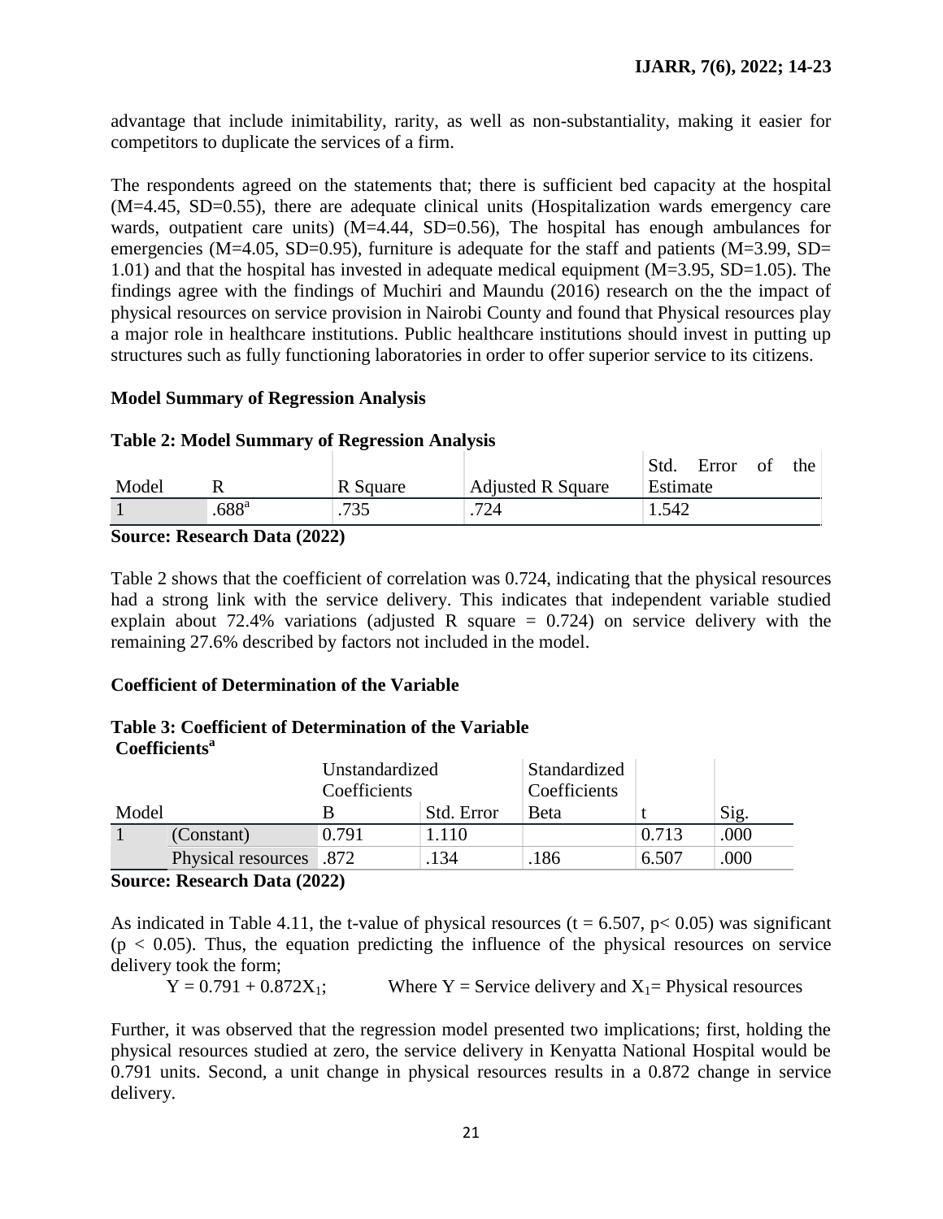advantage that include inimitability, rarity, as well as non-substantiality, making it easier for competitors to duplicate the services of a firm.

The respondents agreed on the statements that; there is sufficient bed capacity at the hospital (M=4.45, SD=0.55), there are adequate clinical units (Hospitalization wards emergency care wards, outpatient care units) (M=4.44, SD=0.56), The hospital has enough ambulances for emergencies (M=4.05, SD=0.95), furniture is adequate for the staff and patients (M=3.99, SD= 1.01) and that the hospital has invested in adequate medical equipment (M=3.95, SD=1.05). The findings agree with the findings of Muchiri and Maundu (2016) research on the the impact of physical resources on service provision in Nairobi County and found that Physical resources play a major role in healthcare institutions. Public healthcare institutions should invest in putting up structures such as fully functioning laboratories in order to offer superior service to its citizens.

**Model Summary of Regression Analysis**

**Table 2: Model Summary of Regression Analysis**

| Model | R | R Square | Adjusted R Square | Std. Error of the Estimate |
|---|---|---|---|---|
| 1 | .688[a] | .735 | .724 | 1.542 |

**Source: Research Data (2022)**

Table 2 shows that the coefficient of correlation was 0.724, indicating that the physical resources had a strong link with the service delivery. This indicates that independent variable studied explain about 72.4% variations (adjusted R square = 0.724) on service delivery with the remaining 27.6% described by factors not included in the model.

**Coefficient of Determination of the Variable**

**Table 3: Coefficient of Determination of the Variable**
**Coefficients[a]**

| Model | | Unstandardized Coefficients | | Standardized Coefficients | | |
|---|---|---|---|---|---|---|
| | | B | Std. Error | Beta | t | Sig. |
| 1 | (Constant) | 0.791 | 1.110 | | 0.713 | .000 |
| | Physical resources | .872 | .134 | .186 | 6.507 | .000 |

**Source: Research Data (2022)**

As indicated in Table 4.11, the t-value of physical resources ($t = 6.507$, $p < 0.05$) was significant ($p < 0.05$). Thus, the equation predicting the influence of the physical resources on service delivery took the form;

$Y = 0.791 + 0.872X_1$; Where Y = Service delivery and $X_1$= Physical resources

Further, it was observed that the regression model presented two implications; first, holding the physical resources studied at zero, the service delivery in Kenyatta National Hospital would be 0.791 units. Second, a unit change in physical resources results in a 0.872 change in service delivery.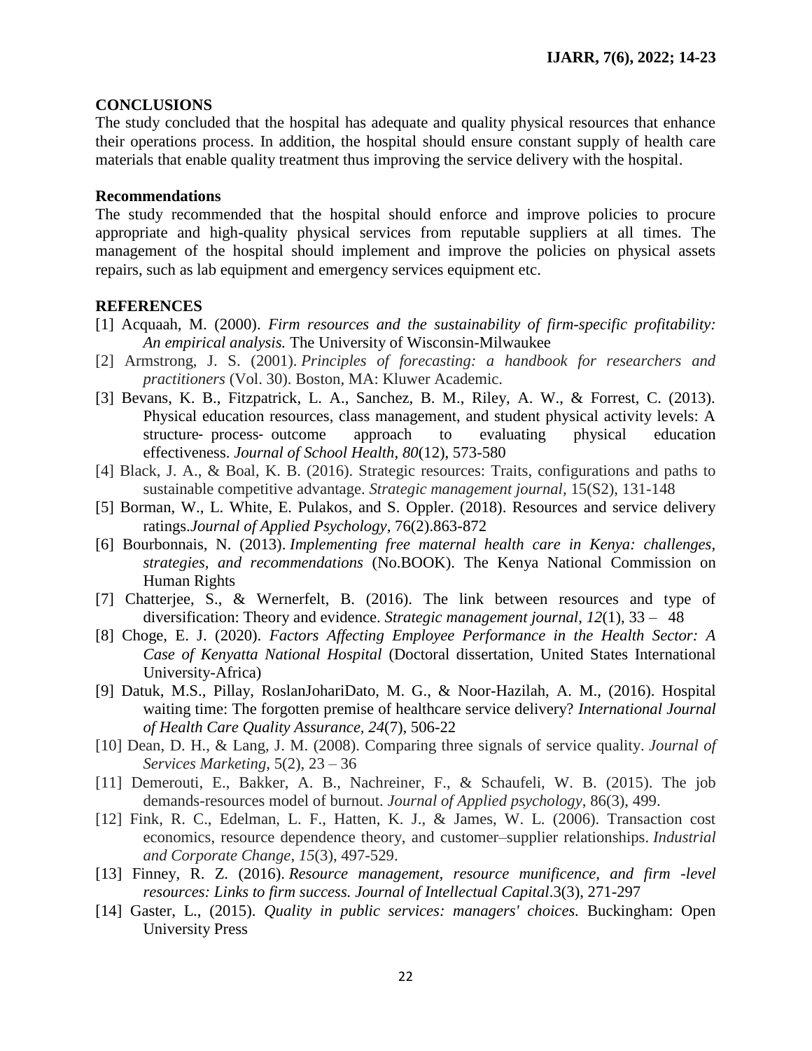## CONCLUSIONS

The study concluded that the hospital has adequate and quality physical resources that enhance their operations process. In addition, the hospital should ensure constant supply of health care materials that enable quality treatment thus improving the service delivery with the hospital.

### Recommendations

The study recommended that the hospital should enforce and improve policies to procure appropriate and high-quality physical services from reputable suppliers at all times. The management of the hospital should implement and improve the policies on physical assets repairs, such as lab equipment and emergency services equipment etc.

## REFERENCES

[1] Acquaah, M. (2000). *Firm resources and the sustainability of firm-specific profitability: An empirical analysis.* The University of Wisconsin-Milwaukee

[2] Armstrong, J. S. (2001). *Principles of forecasting: a handbook for researchers and practitioners* (Vol. 30). Boston, MA: Kluwer Academic.

[3] Bevans, K. B., Fitzpatrick, L. A., Sanchez, B. M., Riley, A. W., & Forrest, C. (2013). Physical education resources, class management, and student physical activity levels: A structure‐ process‐ outcome approach to evaluating physical education effectiveness. *Journal of School Health*, *80*(12), 573-580

[4] Black, J. A., & Boal, K. B. (2016). Strategic resources: Traits, configurations and paths to sustainable competitive advantage. *Strategic management journal*, 15(S2), 131-148

[5] Borman, W., L. White, E. Pulakos, and S. Oppler. (2018). Resources and service delivery ratings.*Journal of Applied Psychology*, 76(2).863-872

[6] Bourbonnais, N. (2013). *Implementing free maternal health care in Kenya: challenges, strategies, and recommendations* (No.BOOK). The Kenya National Commission on Human Rights

[7] Chatterjee, S., & Wernerfelt, B. (2016). The link between resources and type of diversification: Theory and evidence. *Strategic management journal*, *12*(1), 33 – 48

[8] Choge, E. J. (2020). *Factors Affecting Employee Performance in the Health Sector: A Case of Kenyatta National Hospital* (Doctoral dissertation, United States International University-Africa)

[9] Datuk, M.S., Pillay, RoslanJohariDato, M. G., & Noor-Hazilah, A. M., (2016). Hospital waiting time: The forgotten premise of healthcare service delivery? *International Journal of Health Care Quality Assurance*, *24*(7), 506-22

[10] Dean, D. H., & Lang, J. M. (2008). Comparing three signals of service quality. *Journal of Services Marketing*, 5(2), 23 – 36

[11] Demerouti, E., Bakker, A. B., Nachreiner, F., & Schaufeli, W. B. (2015). The job demands-resources model of burnout. *Journal of Applied psychology*, 86(3), 499.

[12] Fink, R. C., Edelman, L. F., Hatten, K. J., & James, W. L. (2006). Transaction cost economics, resource dependence theory, and customer–supplier relationships. *Industrial and Corporate Change*, *15*(3), 497-529.

[13] Finney, R. Z. (2016). *Resource management, resource munificence, and firm -level resources: Links to firm success. Journal of Intellectual Capital*.3(3), 271-297

[14] Gaster, L., (2015). *Quality in public services: managers' choices.* Buckingham: Open University Press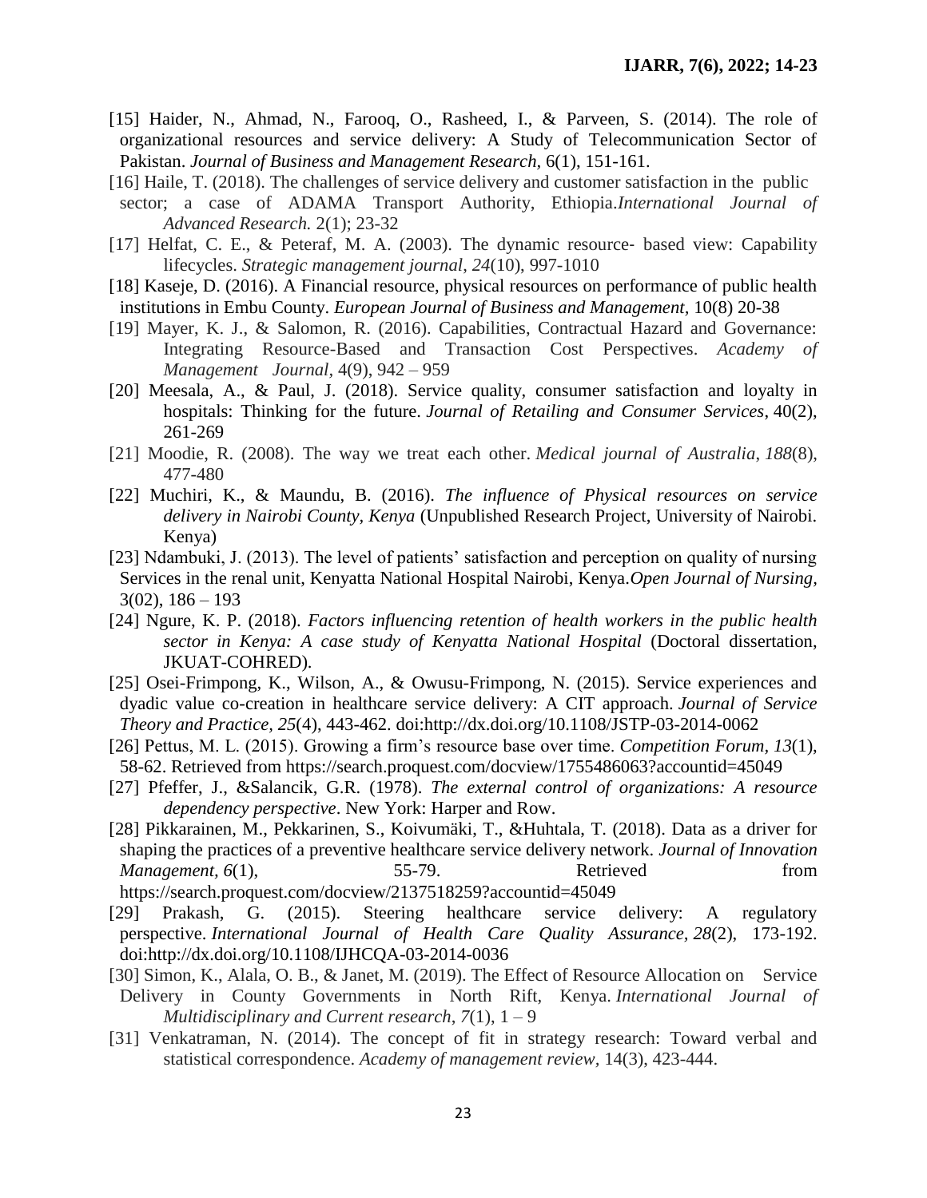[15] Haider, N., Ahmad, N., Farooq, O., Rasheed, I., & Parveen, S. (2014). The role of organizational resources and service delivery: A Study of Telecommunication Sector of Pakistan. *Journal of Business and Management Research*, 6(1), 151-161.

[16] Haile, T. (2018). The challenges of service delivery and customer satisfaction in the public sector; a case of ADAMA Transport Authority, Ethiopia.*International Journal of Advanced Research.* 2(1); 23-32

[17] Helfat, C. E., & Peteraf, M. A. (2003). The dynamic resource‐ based view: Capability lifecycles. *Strategic management journal*, *24*(10), 997-1010

[18] Kaseje, D. (2016). A Financial resource, physical resources on performance of public health institutions in Embu County. *European Journal of Business and Management,* 10(8) 20-38

[19] Mayer, K. J., & Salomon, R. (2016). Capabilities, Contractual Hazard and Governance: Integrating Resource-Based and Transaction Cost Perspectives. *Academy of Management Journal*, 4(9), 942 – 959

[20] Meesala, A., & Paul, J. (2018). Service quality, consumer satisfaction and loyalty in hospitals: Thinking for the future. *Journal of Retailing and Consumer Services*, 40(2), 261-269

[21] Moodie, R. (2008). The way we treat each other. *Medical journal of Australia*, *188*(8), 477-480

[22] Muchiri, K., & Maundu, B. (2016). *The influence of Physical resources on service delivery in Nairobi County, Kenya* (Unpublished Research Project, University of Nairobi. Kenya)

[23] Ndambuki, J. (2013). The level of patients' satisfaction and perception on quality of nursing Services in the renal unit, Kenyatta National Hospital Nairobi, Kenya.*Open Journal of Nursing,* 3(02), 186 – 193

[24] Ngure, K. P. (2018). *Factors influencing retention of health workers in the public health sector in Kenya: A case study of Kenyatta National Hospital* (Doctoral dissertation, JKUAT-COHRED).

[25] Osei-Frimpong, K., Wilson, A., & Owusu-Frimpong, N. (2015). Service experiences and dyadic value co-creation in healthcare service delivery: A CIT approach. *Journal of Service Theory and Practice, 25*(4), 443-462. doi:http://dx.doi.org/10.1108/JSTP-03-2014-0062

[26] Pettus, M. L. (2015). Growing a firm's resource base over time. *Competition Forum, 13*(1), 58-62. Retrieved from https://search.proquest.com/docview/1755486063?accountid=45049

[27] Pfeffer, J., &Salancik, G.R. (1978). *The external control of organizations: A resource dependency perspective*. New York: Harper and Row.

[28] Pikkarainen, M., Pekkarinen, S., Koivumäki, T., &Huhtala, T. (2018). Data as a driver for shaping the practices of a preventive healthcare service delivery network. *Journal of Innovation Management, 6*(1), 55-79. Retrieved from https://search.proquest.com/docview/2137518259?accountid=45049

[29] Prakash, G. (2015). Steering healthcare service delivery: A regulatory perspective. *International Journal of Health Care Quality Assurance*, *28*(2), 173-192. doi:http://dx.doi.org/10.1108/IJHCQA-03-2014-0036

[30] Simon, K., Alala, O. B., & Janet, M. (2019). The Effect of Resource Allocation on Service Delivery in County Governments in North Rift, Kenya. *International Journal of Multidisciplinary and Current research*, *7*(1), 1 – 9

[31] Venkatraman, N. (2014). The concept of fit in strategy research: Toward verbal and statistical correspondence. *Academy of management review*, 14(3), 423-444.